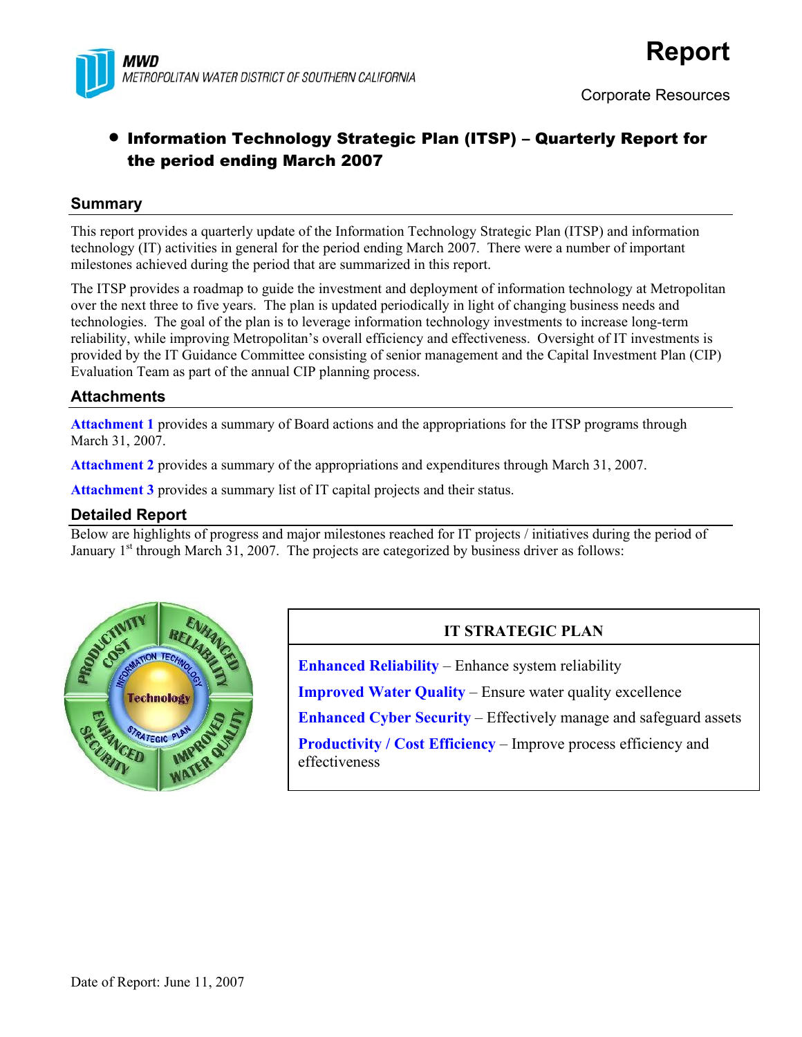MWD
METROPOLITAN WATER DISTRICT OF SOUTHERN CALIFORNIA

# Report

Corporate Resources

- **Information Technology Strategic Plan (ITSP) – Quarterly Report for the period ending March 2007**

## Summary

This report provides a quarterly update of the Information Technology Strategic Plan (ITSP) and information technology (IT) activities in general for the period ending March 2007. There were a number of important milestones achieved during the period that are summarized in this report.

The ITSP provides a roadmap to guide the investment and deployment of information technology at Metropolitan over the next three to five years. The plan is updated periodically in light of changing business needs and technologies. The goal of the plan is to leverage information technology investments to increase long-term reliability, while improving Metropolitan's overall efficiency and effectiveness. Oversight of IT investments is provided by the IT Guidance Committee consisting of senior management and the Capital Investment Plan (CIP) Evaluation Team as part of the annual CIP planning process.

## Attachments

**Attachment 1** provides a summary of Board actions and the appropriations for the ITSP programs through March 31, 2007.

**Attachment 2** provides a summary of the appropriations and expenditures through March 31, 2007.

**Attachment 3** provides a summary list of IT capital projects and their status.

## Detailed Report

Below are highlights of progress and major milestones reached for IT projects / initiatives during the period of January 1st through March 31, 2007. The projects are categorized by business driver as follows:

| IT STRATEGIC PLAN |
|---|
| **Enhanced Reliability** – Enhance system reliability |
| **Improved Water Quality** – Ensure water quality excellence |
| **Enhanced Cyber Security** – Effectively manage and safeguard assets |
| **Productivity / Cost Efficiency** – Improve process efficiency and effectiveness |

Date of Report: June 11, 2007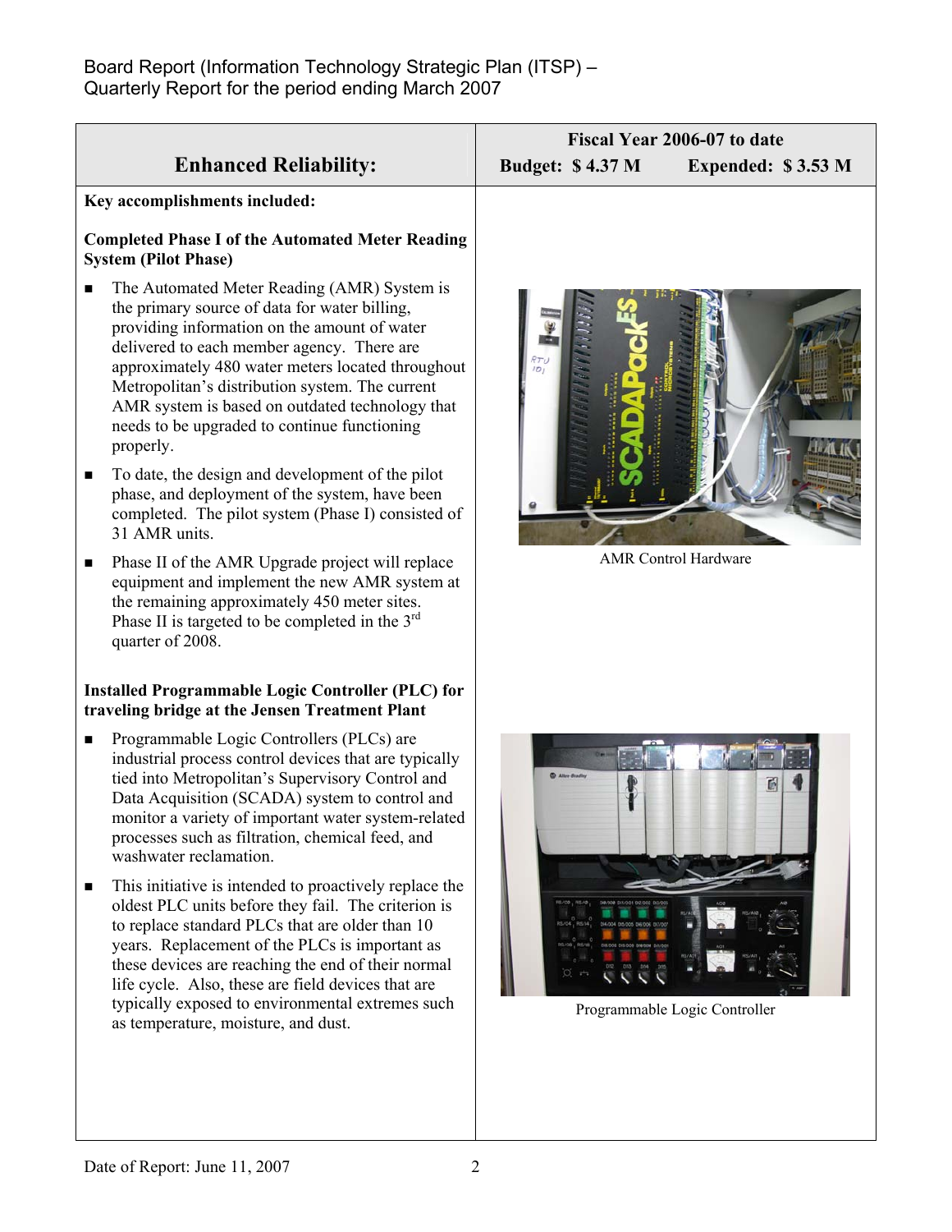## Enhanced Reliability:

**Fiscal Year 2006-07 to date**
**Budget: $ 4.37 M Expended: $ 3.53 M**

**Key accomplishments included:**

**Completed Phase I of the Automated Meter Reading System (Pilot Phase)**

- The Automated Meter Reading (AMR) System is the primary source of data for water billing, providing information on the amount of water delivered to each member agency. There are approximately 480 water meters located throughout Metropolitan's distribution system. The current AMR system is based on outdated technology that needs to be upgraded to continue functioning properly.
- To date, the design and development of the pilot phase, and deployment of the system, have been completed. The pilot system (Phase I) consisted of 31 AMR units.
- Phase II of the AMR Upgrade project will replace equipment and implement the new AMR system at the remaining approximately 450 meter sites. Phase II is targeted to be completed in the 3rd quarter of 2008.

AMR Control Hardware

**Installed Programmable Logic Controller (PLC) for traveling bridge at the Jensen Treatment Plant**

- Programmable Logic Controllers (PLCs) are industrial process control devices that are typically tied into Metropolitan's Supervisory Control and Data Acquisition (SCADA) system to control and monitor a variety of important water system-related processes such as filtration, chemical feed, and washwater reclamation.
- This initiative is intended to proactively replace the oldest PLC units before they fail. The criterion is to replace standard PLCs that are older than 10 years. Replacement of the PLCs is important as these devices are reaching the end of their normal life cycle. Also, these are field devices that are typically exposed to environmental extremes such as temperature, moisture, and dust.

Programmable Logic Controller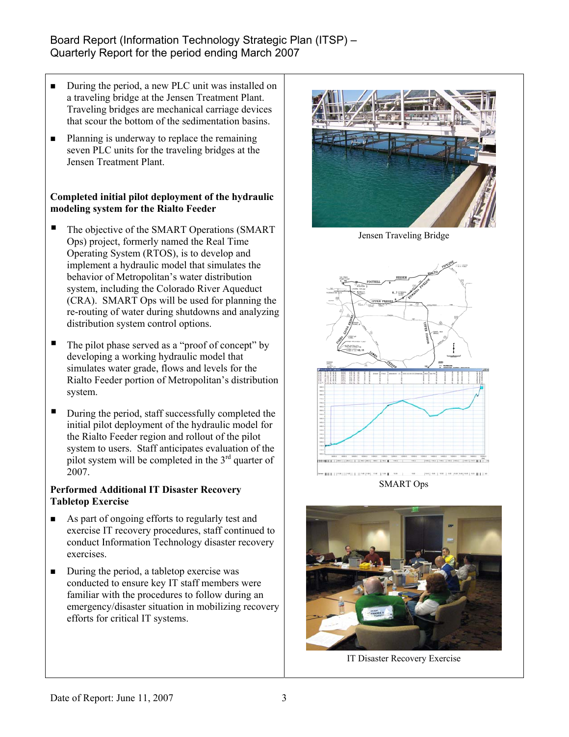- During the period, a new PLC unit was installed on a traveling bridge at the Jensen Treatment Plant. Traveling bridges are mechanical carriage devices that scour the bottom of the sedimentation basins.
- Planning is underway to replace the remaining seven PLC units for the traveling bridges at the Jensen Treatment Plant.

**Completed initial pilot deployment of the hydraulic modeling system for the Rialto Feeder**

- The objective of the SMART Operations (SMART Ops) project, formerly named the Real Time Operating System (RTOS), is to develop and implement a hydraulic model that simulates the behavior of Metropolitan's water distribution system, including the Colorado River Aqueduct (CRA). SMART Ops will be used for planning the re-routing of water during shutdowns and analyzing distribution system control options.
- The pilot phase served as a "proof of concept" by developing a working hydraulic model that simulates water grade, flows and levels for the Rialto Feeder portion of Metropolitan's distribution system.
- During the period, staff successfully completed the initial pilot deployment of the hydraulic model for the Rialto Feeder region and rollout of the pilot system to users. Staff anticipates evaluation of the pilot system will be completed in the 3rd quarter of 2007.

**Performed Additional IT Disaster Recovery Tabletop Exercise**

- As part of ongoing efforts to regularly test and exercise IT recovery procedures, staff continued to conduct Information Technology disaster recovery exercises.
- During the period, a tabletop exercise was conducted to ensure key IT staff members were familiar with the procedures to follow during an emergency/disaster situation in mobilizing recovery efforts for critical IT systems.

Jensen Traveling Bridge

SMART Ops

IT Disaster Recovery Exercise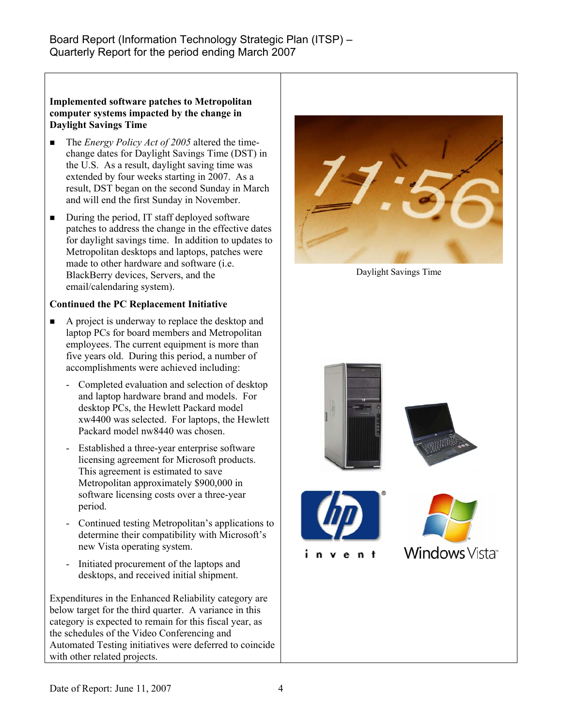**Implemented software patches to Metropolitan computer systems impacted by the change in Daylight Savings Time**

- The *Energy Policy Act of 2005* altered the time-change dates for Daylight Savings Time (DST) in the U.S. As a result, daylight saving time was extended by four weeks starting in 2007. As a result, DST began on the second Sunday in March and will end the first Sunday in November.
- During the period, IT staff deployed software patches to address the change in the effective dates for daylight savings time. In addition to updates to Metropolitan desktops and laptops, patches were made to other hardware and software (i.e. BlackBerry devices, Servers, and the email/calendaring system).

Daylight Savings Time

**Continued the PC Replacement Initiative**

- A project is underway to replace the desktop and laptop PCs for board members and Metropolitan employees. The current equipment is more than five years old. During this period, a number of accomplishments were achieved including:
  - Completed evaluation and selection of desktop and laptop hardware brand and models. For desktop PCs, the Hewlett Packard model xw4400 was selected. For laptops, the Hewlett Packard model nw8440 was chosen.
  - Established a three-year enterprise software licensing agreement for Microsoft products. This agreement is estimated to save Metropolitan approximately $900,000 in software licensing costs over a three-year period.
  - Continued testing Metropolitan's applications to determine their compatibility with Microsoft's new Vista operating system.
  - Initiated procurement of the laptops and desktops, and received initial shipment.

Expenditures in the Enhanced Reliability category are below target for the third quarter. A variance in this category is expected to remain for this fiscal year, as the schedules of the Video Conferencing and Automated Testing initiatives were deferred to coincide with other related projects.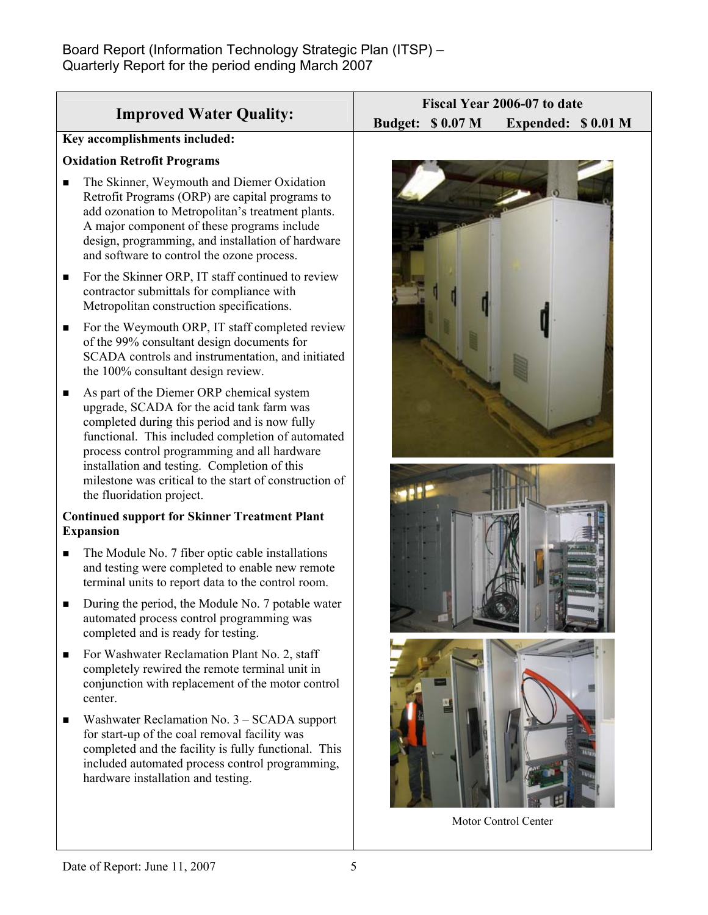| Improved Water Quality: | Fiscal Year 2006-07 to date<br>Budget: $ 0.07 M Expended: $ 0.01 M |
|---|---|

**Key accomplishments included:**

**Oxidation Retrofit Programs**

- The Skinner, Weymouth and Diemer Oxidation Retrofit Programs (ORP) are capital programs to add ozonation to Metropolitan's treatment plants. A major component of these programs include design, programming, and installation of hardware and software to control the ozone process.
- For the Skinner ORP, IT staff continued to review contractor submittals for compliance with Metropolitan construction specifications.
- For the Weymouth ORP, IT staff completed review of the 99% consultant design documents for SCADA controls and instrumentation, and initiated the 100% consultant design review.
- As part of the Diemer ORP chemical system upgrade, SCADA for the acid tank farm was completed during this period and is now fully functional. This included completion of automated process control programming and all hardware installation and testing. Completion of this milestone was critical to the start of construction of the fluoridation project.

**Continued support for Skinner Treatment Plant Expansion**

- The Module No. 7 fiber optic cable installations and testing were completed to enable new remote terminal units to report data to the control room.
- During the period, the Module No. 7 potable water automated process control programming was completed and is ready for testing.
- For Washwater Reclamation Plant No. 2, staff completely rewired the remote terminal unit in conjunction with replacement of the motor control center.
- Washwater Reclamation No. 3 – SCADA support for start-up of the coal removal facility was completed and the facility is fully functional. This included automated process control programming, hardware installation and testing.

Motor Control Center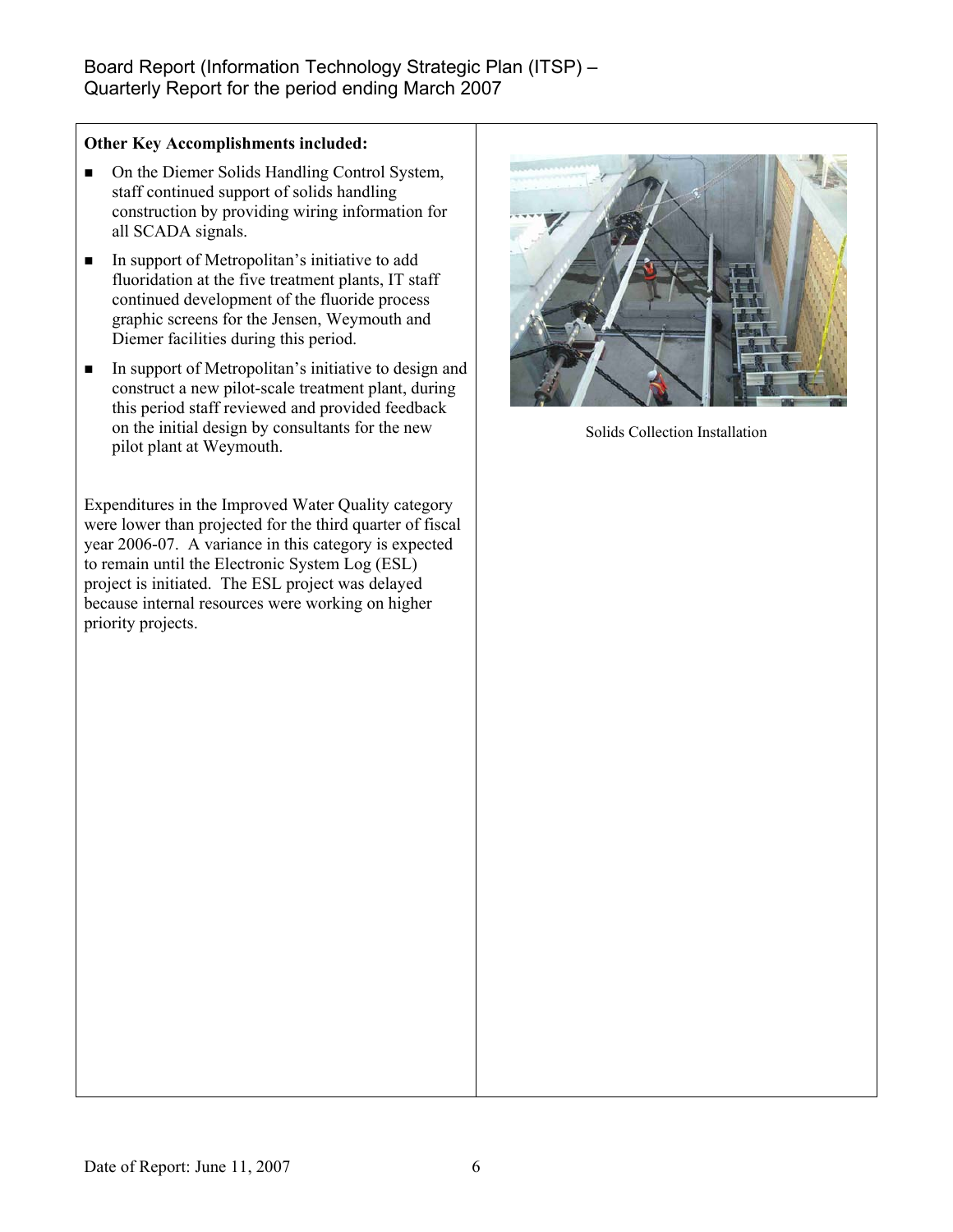**Other Key Accomplishments included:**

- On the Diemer Solids Handling Control System, staff continued support of solids handling construction by providing wiring information for all SCADA signals.
- In support of Metropolitan's initiative to add fluoridation at the five treatment plants, IT staff continued development of the fluoride process graphic screens for the Jensen, Weymouth and Diemer facilities during this period.
- In support of Metropolitan's initiative to design and construct a new pilot-scale treatment plant, during this period staff reviewed and provided feedback on the initial design by consultants for the new pilot plant at Weymouth.

Expenditures in the Improved Water Quality category were lower than projected for the third quarter of fiscal year 2006-07. A variance in this category is expected to remain until the Electronic System Log (ESL) project is initiated. The ESL project was delayed because internal resources were working on higher priority projects.

Solids Collection Installation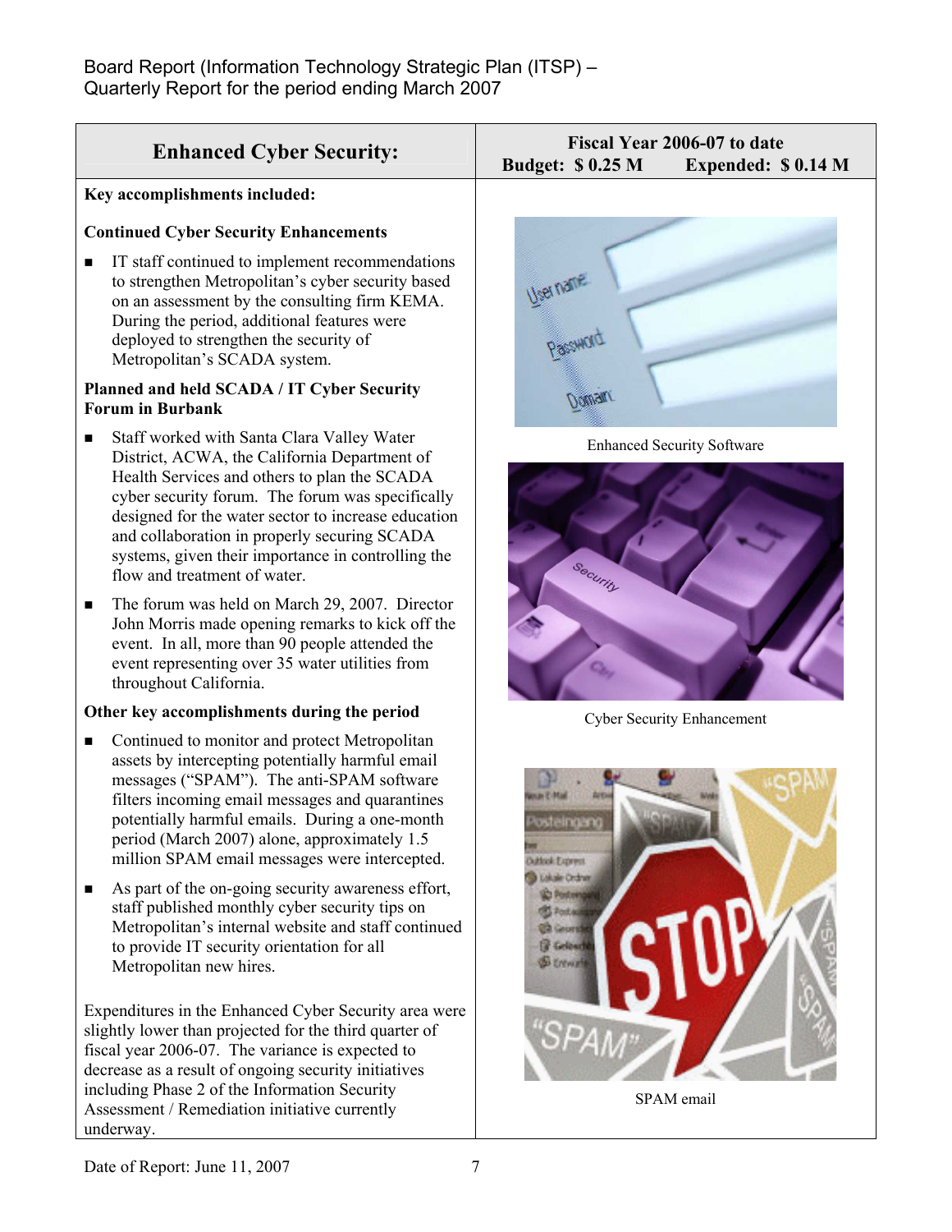| Enhanced Cyber Security: | Fiscal Year 2006-07 to date<br>Budget: $ 0.25 M Expended: $ 0.14 M |
|---|---|

**Key accomplishments included:**

**Continued Cyber Security Enhancements**

- IT staff continued to implement recommendations to strengthen Metropolitan's cyber security based on an assessment by the consulting firm KEMA. During the period, additional features were deployed to strengthen the security of Metropolitan's SCADA system.

**Planned and held SCADA / IT Cyber Security Forum in Burbank**

- Staff worked with Santa Clara Valley Water District, ACWA, the California Department of Health Services and others to plan the SCADA cyber security forum. The forum was specifically designed for the water sector to increase education and collaboration in properly securing SCADA systems, given their importance in controlling the flow and treatment of water.
- The forum was held on March 29, 2007. Director John Morris made opening remarks to kick off the event. In all, more than 90 people attended the event representing over 35 water utilities from throughout California.

**Other key accomplishments during the period**

- Continued to monitor and protect Metropolitan assets by intercepting potentially harmful email messages ("SPAM"). The anti-SPAM software filters incoming email messages and quarantines potentially harmful emails. During a one-month period (March 2007) alone, approximately 1.5 million SPAM email messages were intercepted.
- As part of the on-going security awareness effort, staff published monthly cyber security tips on Metropolitan's internal website and staff continued to provide IT security orientation for all Metropolitan new hires.

Expenditures in the Enhanced Cyber Security area were slightly lower than projected for the third quarter of fiscal year 2006-07. The variance is expected to decrease as a result of ongoing security initiatives including Phase 2 of the Information Security Assessment / Remediation initiative currently underway.

Enhanced Security Software

Cyber Security Enhancement

SPAM email

Date of Report: June 11, 2007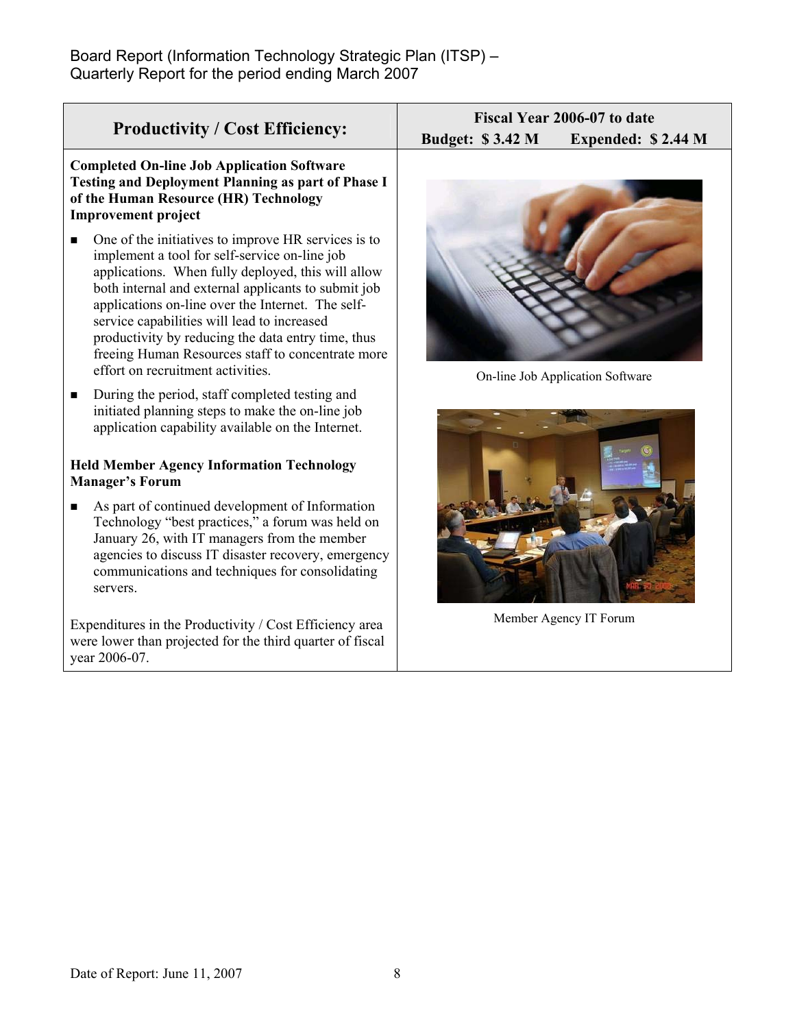| Productivity / Cost Efficiency: | Fiscal Year 2006-07 to date<br>Budget: $ 3.42 M Expended: $ 2.44 M |
|---|---|

**Completed On-line Job Application Software Testing and Deployment Planning as part of Phase I of the Human Resource (HR) Technology Improvement project**

- One of the initiatives to improve HR services is to implement a tool for self-service on-line job applications. When fully deployed, this will allow both internal and external applicants to submit job applications on-line over the Internet. The self-service capabilities will lead to increased productivity by reducing the data entry time, thus freeing Human Resources staff to concentrate more effort on recruitment activities.
- During the period, staff completed testing and initiated planning steps to make the on-line job application capability available on the Internet.

On-line Job Application Software

**Held Member Agency Information Technology Manager's Forum**

- As part of continued development of Information Technology "best practices," a forum was held on January 26, with IT managers from the member agencies to discuss IT disaster recovery, emergency communications and techniques for consolidating servers.

Member Agency IT Forum

Expenditures in the Productivity / Cost Efficiency area were lower than projected for the third quarter of fiscal year 2006-07.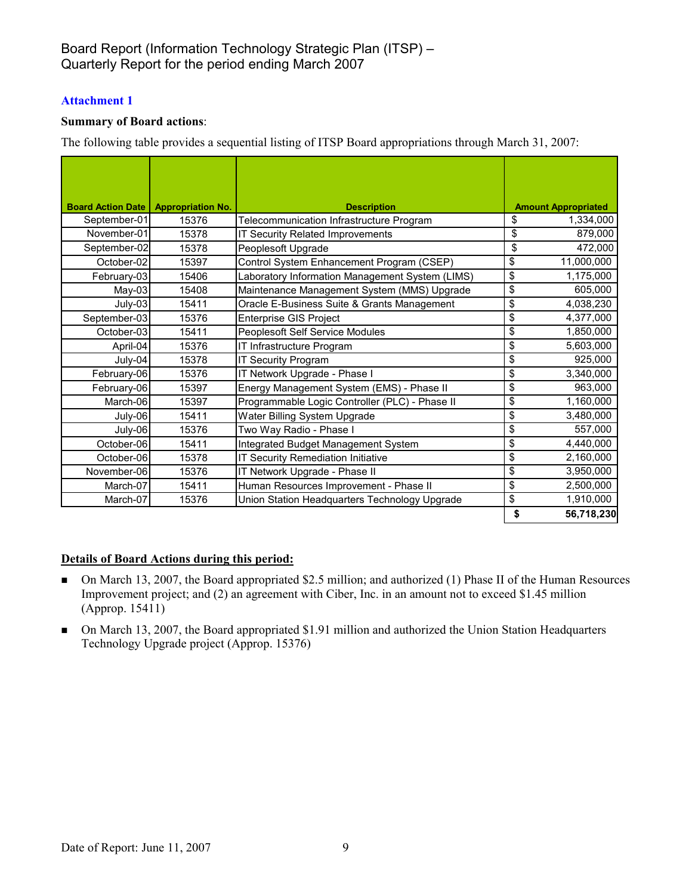Board Report (Information Technology Strategic Plan (ITSP) – Quarterly Report for the period ending March 2007

## Attachment 1

**Summary of Board actions**:

The following table provides a sequential listing of ITSP Board appropriations through March 31, 2007:

| Board Action Date | Appropriation No. | Description | Amount Appropriated |
|---|---|---|---|
| September-01 | 15376 | Telecommunication Infrastructure Program | $ 1,334,000 |
| November-01 | 15378 | IT Security Related Improvements | $ 879,000 |
| September-02 | 15378 | Peoplesoft Upgrade | $ 472,000 |
| October-02 | 15397 | Control System Enhancement Program (CSEP) | $ 11,000,000 |
| February-03 | 15406 | Laboratory Information Management System (LIMS) | $ 1,175,000 |
| May-03 | 15408 | Maintenance Management System (MMS) Upgrade | $ 605,000 |
| July-03 | 15411 | Oracle E-Business Suite & Grants Management | $ 4,038,230 |
| September-03 | 15376 | Enterprise GIS Project | $ 4,377,000 |
| October-03 | 15411 | Peoplesoft Self Service Modules | $ 1,850,000 |
| April-04 | 15376 | IT Infrastructure Program | $ 5,603,000 |
| July-04 | 15378 | IT Security Program | $ 925,000 |
| February-06 | 15376 | IT Network Upgrade - Phase I | $ 3,340,000 |
| February-06 | 15397 | Energy Management System (EMS) - Phase II | $ 963,000 |
| March-06 | 15397 | Programmable Logic Controller (PLC) - Phase II | $ 1,160,000 |
| July-06 | 15411 | Water Billing System Upgrade | $ 3,480,000 |
| July-06 | 15376 | Two Way Radio - Phase I | $ 557,000 |
| October-06 | 15411 | Integrated Budget Management System | $ 4,440,000 |
| October-06 | 15378 | IT Security Remediation Initiative | $ 2,160,000 |
| November-06 | 15376 | IT Network Upgrade - Phase II | $ 3,950,000 |
| March-07 | 15411 | Human Resources Improvement - Phase II | $ 2,500,000 |
| March-07 | 15376 | Union Station Headquarters Technology Upgrade | $ 1,910,000 |
| | | | **$ 56,718,230** |

**Details of Board Actions during this period:**

- On March 13, 2007, the Board appropriated $2.5 million; and authorized (1) Phase II of the Human Resources Improvement project; and (2) an agreement with Ciber, Inc. in an amount not to exceed $1.45 million (Approp. 15411)
- On March 13, 2007, the Board appropriated $1.91 million and authorized the Union Station Headquarters Technology Upgrade project (Approp. 15376)

Date of Report: June 11, 2007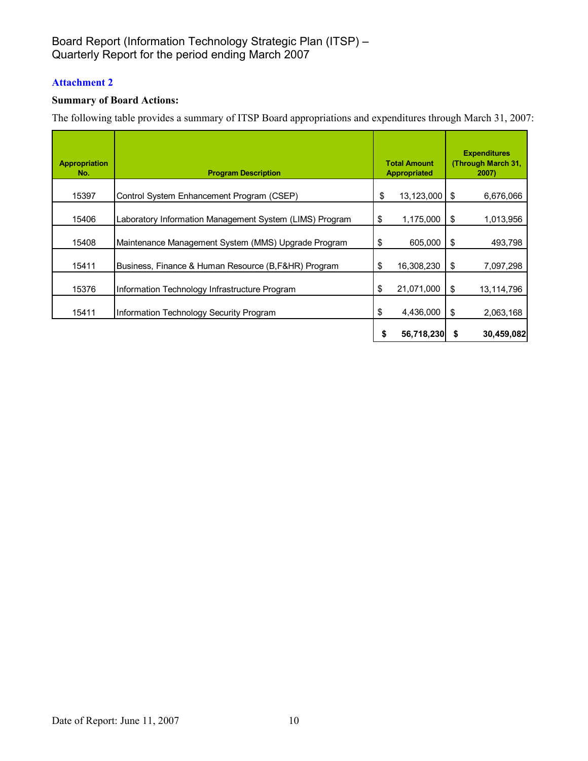Board Report (Information Technology Strategic Plan (ITSP) – Quarterly Report for the period ending March 2007

**Attachment 2**

**Summary of Board Actions:**

The following table provides a summary of ITSP Board appropriations and expenditures through March 31, 2007:

| Appropriation No. | Program Description | Total Amount Appropriated | Expenditures (Through March 31, 2007) |
|---|---|---|---|
| 15397 | Control System Enhancement Program (CSEP) | $ 13,123,000 | $ 6,676,066 |
| 15406 | Laboratory Information Management System (LIMS) Program | $ 1,175,000 | $ 1,013,956 |
| 15408 | Maintenance Management System (MMS) Upgrade Program | $ 605,000 | $ 493,798 |
| 15411 | Business, Finance & Human Resource (B,F&HR) Program | $ 16,308,230 | $ 7,097,298 |
| 15376 | Information Technology Infrastructure Program | $ 21,071,000 | $ 13,114,796 |
| 15411 | Information Technology Security Program | $ 4,436,000 | $ 2,063,168 |
| | | **$ 56,718,230** | **$ 30,459,082** |

Date of Report: June 11, 2007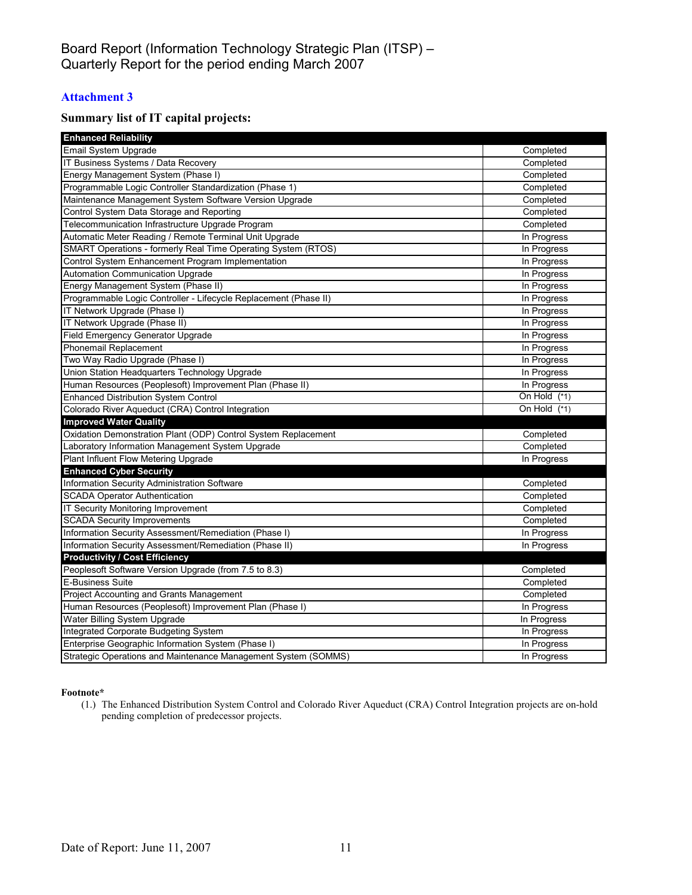Board Report (Information Technology Strategic Plan (ITSP) – Quarterly Report for the period ending March 2007

### Attachment 3

### Summary list of IT capital projects:

| | |
|---|---|
| **Enhanced Reliability** | |
| Email System Upgrade | Completed |
| IT Business Systems / Data Recovery | Completed |
| Energy Management System (Phase I) | Completed |
| Programmable Logic Controller Standardization (Phase 1) | Completed |
| Maintenance Management System Software Version Upgrade | Completed |
| Control System Data Storage and Reporting | Completed |
| Telecommunication Infrastructure Upgrade Program | Completed |
| Automatic Meter Reading / Remote Terminal Unit Upgrade | In Progress |
| SMART Operations - formerly Real Time Operating System (RTOS) | In Progress |
| Control System Enhancement Program Implementation | In Progress |
| Automation Communication Upgrade | In Progress |
| Energy Management System (Phase II) | In Progress |
| Programmable Logic Controller - Lifecycle Replacement (Phase II) | In Progress |
| IT Network Upgrade (Phase I) | In Progress |
| IT Network Upgrade (Phase II) | In Progress |
| Field Emergency Generator Upgrade | In Progress |
| Phonemail Replacement | In Progress |
| Two Way Radio Upgrade (Phase I) | In Progress |
| Union Station Headquarters Technology Upgrade | In Progress |
| Human Resources (Peoplesoft) Improvement Plan (Phase II) | In Progress |
| Enhanced Distribution System Control | On Hold (*1) |
| Colorado River Aqueduct (CRA) Control Integration | On Hold (*1) |
| **Improved Water Quality** | |
| Oxidation Demonstration Plant (ODP) Control System Replacement | Completed |
| Laboratory Information Management System Upgrade | Completed |
| Plant Influent Flow Metering Upgrade | In Progress |
| **Enhanced Cyber Security** | |
| Information Security Administration Software | Completed |
| SCADA Operator Authentication | Completed |
| IT Security Monitoring Improvement | Completed |
| SCADA Security Improvements | Completed |
| Information Security Assessment/Remediation (Phase I) | In Progress |
| Information Security Assessment/Remediation (Phase II) | In Progress |
| **Productivity / Cost Efficiency** | |
| Peoplesoft Software Version Upgrade (from 7.5 to 8.3) | Completed |
| E-Business Suite | Completed |
| Project Accounting and Grants Management | Completed |
| Human Resources (Peoplesoft) Improvement Plan (Phase I) | In Progress |
| Water Billing System Upgrade | In Progress |
| Integrated Corporate Budgeting System | In Progress |
| Enterprise Geographic Information System (Phase I) | In Progress |
| Strategic Operations and Maintenance Management System (SOMMS) | In Progress |

**Footnote***

(1.) The Enhanced Distribution System Control and Colorado River Aqueduct (CRA) Control Integration projects are on-hold pending completion of predecessor projects.

Date of Report: June 11, 2007